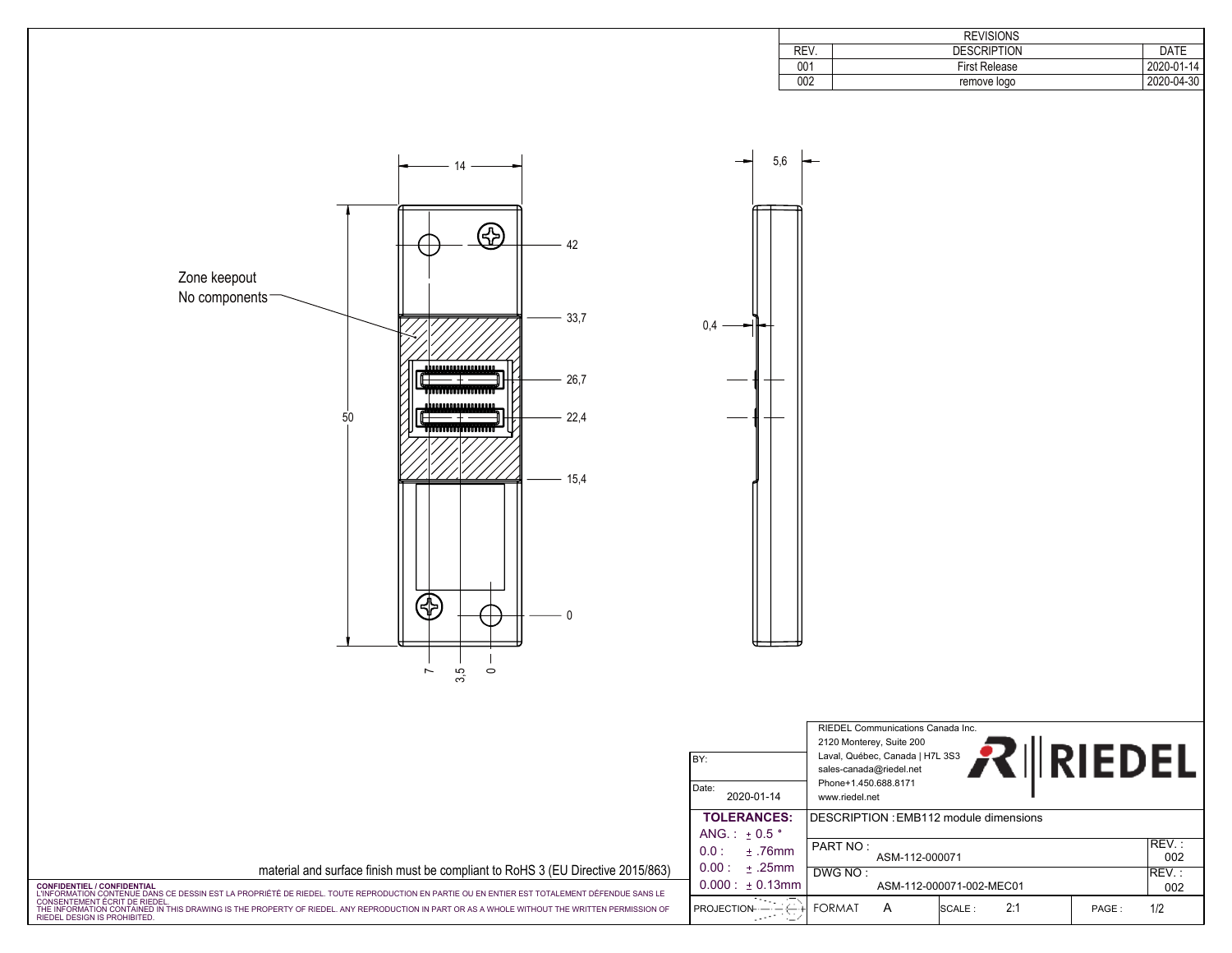## REVISIONS

| REV. | DESCRIPTION | DATE |
|---|---|---|
| 001 | First Release | 2020-01-14 |
| 002 | remove logo | 2020-04-30 |

14

5,6

Zone keepout
No components

42

33,7

26,7

22,4

15,4

0

50

0,4

7 3,5 0

material and surface finish must be compliant to RoHS 3 (EU Directive 2015/863)

**CONFIDENTIEL / CONFIDENTIAL**
L'INFORMATION CONTENUE DANS CE DESSIN EST LA PROPRIÉTÉ DE RIEDEL. TOUTE REPRODUCTION EN PARTIE OU EN ENTIER EST TOTALEMENT DÉFENDUE SANS LE CONSENTEMENT ÉCRIT DE RIEDEL.
THE INFORMATION CONTAINED IN THIS DRAWING IS THE PROPERTY OF RIEDEL. ANY REPRODUCTION IN PART OR AS A WHOLE WITHOUT THE WRITTEN PERMISSION OF RIEDEL DESIGN IS PROHIBITED.

RIEDEL Communications Canada Inc.
2120 Monterey, Suite 200
Laval, Québec, Canada | H7L 3S3
sales-canada@riedel.net
Phone+1.450.688.8171
www.riedel.net

RIEDEL

| | |
|---|---|
| BY: | |
| Date: 2020-01-14 | |
| **TOLERANCES:** | DESCRIPTION : EMB112 module dimensions |
| ANG. : ± 0.5 ° | |
| 0.0 : ± .76mm | PART NO : ASM-112-000071 — REV. : 002 |
| 0.00 : ± .25mm | |
| 0.000 : ± 0.13mm | DWG NO : ASM-112-000071-002-MEC01 — REV. : 002 |
| PROJECTION | FORMAT A — SCALE : 2:1 — PAGE : 1/2 |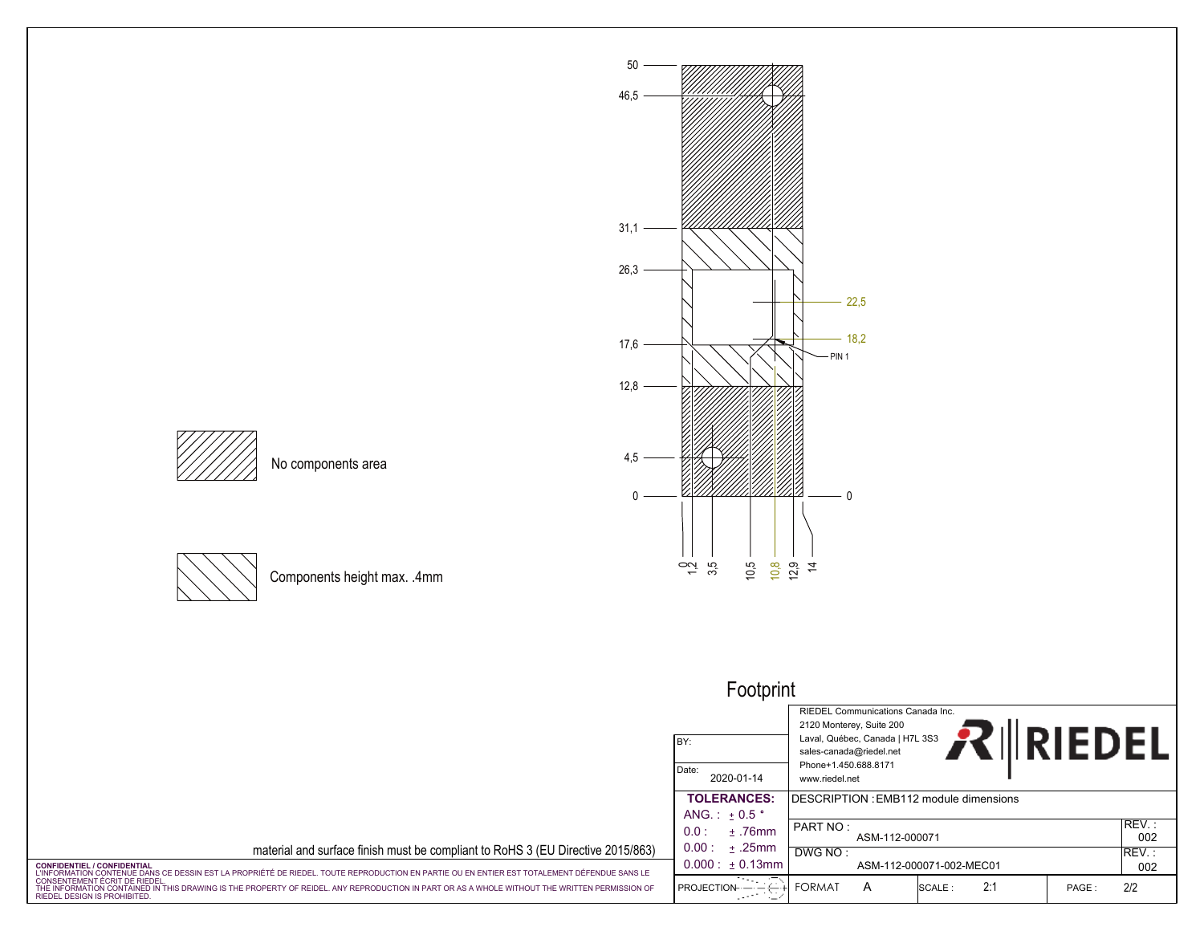50

46,5

31,1

26,3

22,5

18,2

PIN 1

17,6

12,8

4,5

0

0

0 1,2 3,5 10,5 10,8 12,9 14

No components area

Components height max. .4mm

## Footprint

material and surface finish must be compliant to RoHS 3 (EU Directive 2015/863)

**CONFIDENTIEL / CONFIDENTIAL**
L'INFORMATION CONTENUE DANS CE DESSIN EST LA PROPRIÉTÉ DE RIEDEL. TOUTE REPRODUCTION EN PARTIE OU EN ENTIER EST TOTALEMENT DÉFENDUE SANS LE CONSENTEMENT ÉCRIT DE RIEDEL.
THE INFORMATION CONTAINED IN THIS DRAWING IS THE PROPERTY OF REIDEL. ANY REPRODUCTION IN PART OR AS A WHOLE WITHOUT THE WRITTEN PERMISSION OF RIEDEL DESIGN IS PROHIBITED.

RIEDEL Communications Canada Inc.
2120 Monterey, Suite 200
Laval, Québec, Canada | H7L 3S3
sales-canada@riedel.net
Phone+1.450.688.8171
www.riedel.net

RIEDEL

| | | | | | |
|---|---|---|---|---|---|
| BY: | | | | | |
| Date: 2020-01-14 | | | | | |
| **TOLERANCES:** | DESCRIPTION : EMB112 module dimensions | | | | |
| ANG. : ± 0.5 ° | | | | | |
| 0.0 : ± .76mm | PART NO : ASM-112-000071 | | | | REV. : 002 |
| 0.00 : ± .25mm | DWG NO : ASM-112-000071-002-MEC01 | | | | REV. : 002 |
| 0.000 : ± 0.13mm | | | | | |
| PROJECTION | FORMAT A | SCALE : 2:1 | | PAGE : 2/2 | |